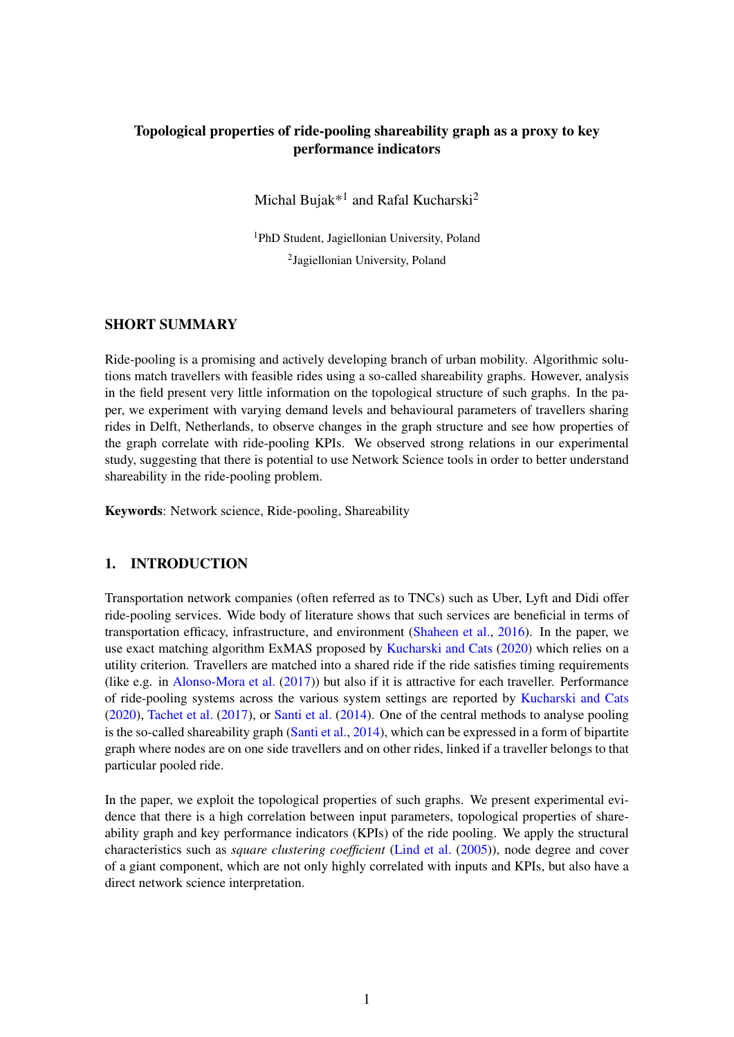# Topological properties of ride-pooling shareability graph as a proxy to key performance indicators

Michal Bujak*[1] and Rafal Kucharski[2]

[1]PhD Student, Jagiellonian University, Poland

[2]Jagiellonian University, Poland

## SHORT SUMMARY

Ride-pooling is a promising and actively developing branch of urban mobility. Algorithmic solutions match travellers with feasible rides using a so-called shareability graphs. However, analysis in the field present very little information on the topological structure of such graphs. In the paper, we experiment with varying demand levels and behavioural parameters of travellers sharing rides in Delft, Netherlands, to observe changes in the graph structure and see how properties of the graph correlate with ride-pooling KPIs. We observed strong relations in our experimental study, suggesting that there is potential to use Network Science tools in order to better understand shareability in the ride-pooling problem.

**Keywords**: Network science, Ride-pooling, Shareability

## 1. INTRODUCTION

Transportation network companies (often referred as to TNCs) such as Uber, Lyft and Didi offer ride-pooling services. Wide body of literature shows that such services are beneficial in terms of transportation efficacy, infrastructure, and environment (Shaheen et al., 2016). In the paper, we use exact matching algorithm ExMAS proposed by Kucharski and Cats (2020) which relies on a utility criterion. Travellers are matched into a shared ride if the ride satisfies timing requirements (like e.g. in Alonso-Mora et al. (2017)) but also if it is attractive for each traveller. Performance of ride-pooling systems across the various system settings are reported by Kucharski and Cats (2020), Tachet et al. (2017), or Santi et al. (2014). One of the central methods to analyse pooling is the so-called shareability graph (Santi et al., 2014), which can be expressed in a form of bipartite graph where nodes are on one side travellers and on other rides, linked if a traveller belongs to that particular pooled ride.

In the paper, we exploit the topological properties of such graphs. We present experimental evidence that there is a high correlation between input parameters, topological properties of shareability graph and key performance indicators (KPIs) of the ride pooling. We apply the structural characteristics such as *square clustering coefficient* (Lind et al. (2005)), node degree and cover of a giant component, which are not only highly correlated with inputs and KPIs, but also have a direct network science interpretation.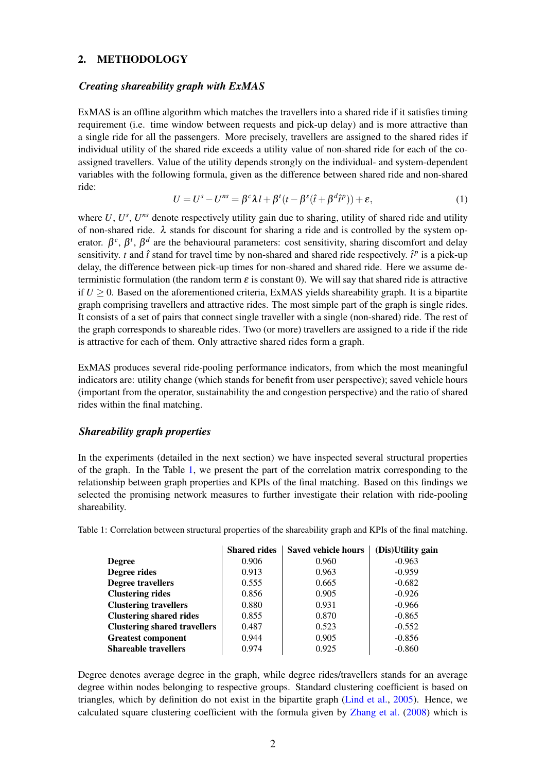## 2. METHODOLOGY

### *Creating shareability graph with ExMAS*

ExMAS is an offline algorithm which matches the travellers into a shared ride if it satisfies timing requirement (i.e. time window between requests and pick-up delay) and is more attractive than a single ride for all the passengers. More precisely, travellers are assigned to the shared rides if individual utility of the shared ride exceeds a utility value of non-shared ride for each of the co-assigned travellers. Value of the utility depends strongly on the individual- and system-dependent variables with the following formula, given as the difference between shared ride and non-shared ride:

$$U = U^s - U^{ns} = \beta^c \lambda l + \beta^t (t - \beta^s (\hat{t} + \beta^d \hat{t}^p)) + \varepsilon, \tag{1}$$

where $U$, $U^s$, $U^{ns}$ denote respectively utility gain due to sharing, utility of shared ride and utility of non-shared ride. $\lambda$ stands for discount for sharing a ride and is controlled by the system operator. $\beta^c$, $\beta^t$, $\beta^d$ are the behavioural parameters: cost sensitivity, sharing discomfort and delay sensitivity. $t$ and $\hat{t}$ stand for travel time by non-shared and shared ride respectively. $\hat{t}^p$ is a pick-up delay, the difference between pick-up times for non-shared and shared ride. Here we assume deterministic formulation (the random term $\varepsilon$ is constant 0). We will say that shared ride is attractive if $U \geq 0$. Based on the aforementioned criteria, ExMAS yields shareability graph. It is a bipartite graph comprising travellers and attractive rides. The most simple part of the graph is single rides. It consists of a set of pairs that connect single traveller with a single (non-shared) ride. The rest of the graph corresponds to shareable rides. Two (or more) travellers are assigned to a ride if the ride is attractive for each of them. Only attractive shared rides form a graph.

ExMAS produces several ride-pooling performance indicators, from which the most meaningful indicators are: utility change (which stands for benefit from user perspective); saved vehicle hours (important from the operator, sustainability the and congestion perspective) and the ratio of shared rides within the final matching.

### *Shareability graph properties*

In the experiments (detailed in the next section) we have inspected several structural properties of the graph. In the Table 1, we present the part of the correlation matrix corresponding to the relationship between graph properties and KPIs of the final matching. Based on this findings we selected the promising network measures to further investigate their relation with ride-pooling shareability.

Table 1: Correlation between structural properties of the shareability graph and KPIs of the final matching.

| | Shared rides | Saved vehicle hours | (Dis)Utility gain |
|---|---|---|---|
| **Degree** | 0.906 | 0.960 | -0.963 |
| **Degree rides** | 0.913 | 0.963 | -0.959 |
| **Degree travellers** | 0.555 | 0.665 | -0.682 |
| **Clustering rides** | 0.856 | 0.905 | -0.926 |
| **Clustering travellers** | 0.880 | 0.931 | -0.966 |
| **Clustering shared rides** | 0.855 | 0.870 | -0.865 |
| **Clustering shared travellers** | 0.487 | 0.523 | -0.552 |
| **Greatest component** | 0.944 | 0.905 | -0.856 |
| **Shareable travellers** | 0.974 | 0.925 | -0.860 |

Degree denotes average degree in the graph, while degree rides/travellers stands for an average degree within nodes belonging to respective groups. Standard clustering coefficient is based on triangles, which by definition do not exist in the bipartite graph (Lind et al., 2005). Hence, we calculated square clustering coefficient with the formula given by Zhang et al. (2008) which is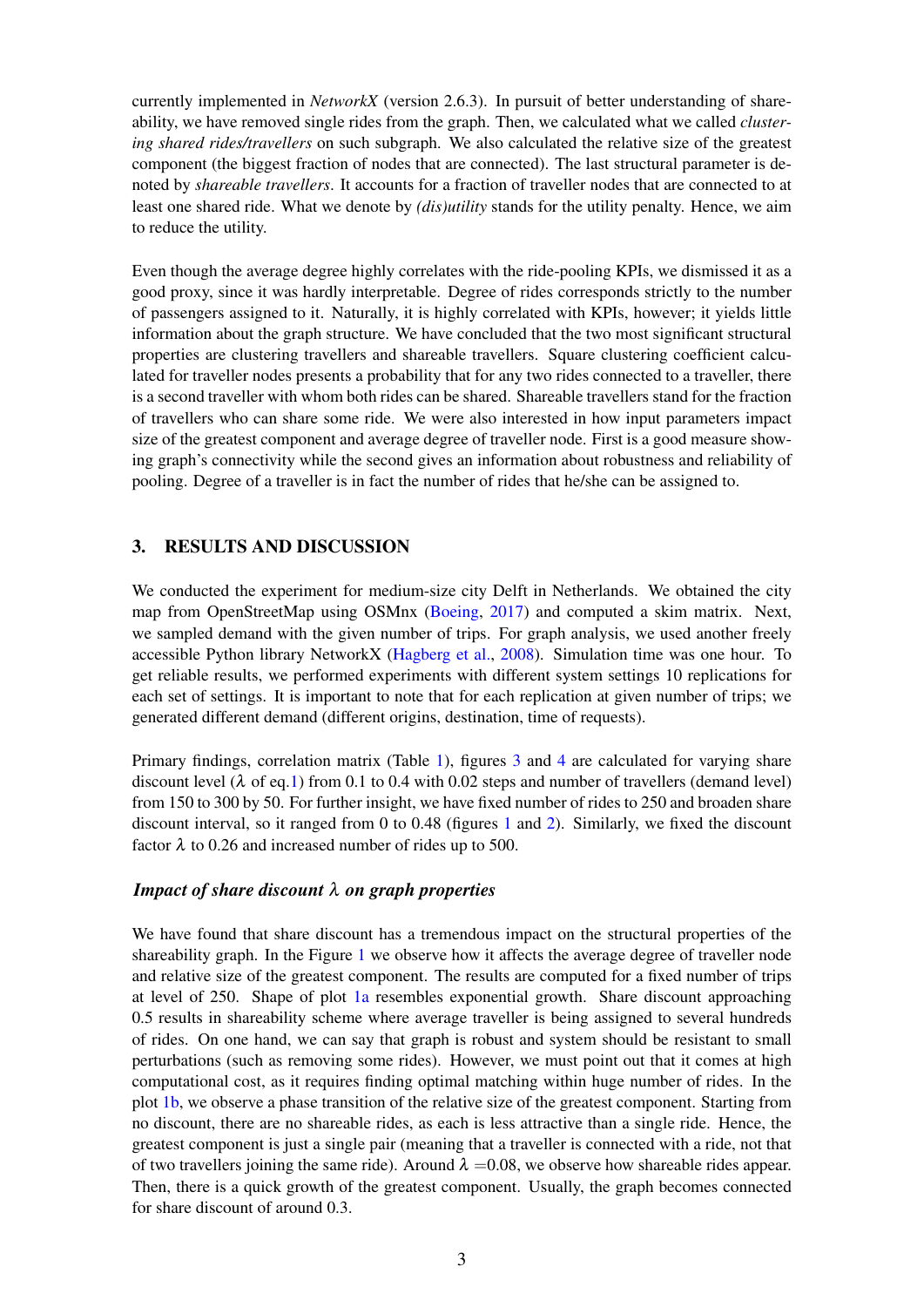currently implemented in *NetworkX* (version 2.6.3). In pursuit of better understanding of shareability, we have removed single rides from the graph. Then, we calculated what we called *clustering shared rides/travellers* on such subgraph. We also calculated the relative size of the greatest component (the biggest fraction of nodes that are connected). The last structural parameter is denoted by *shareable travellers*. It accounts for a fraction of traveller nodes that are connected to at least one shared ride. What we denote by *(dis)utility* stands for the utility penalty. Hence, we aim to reduce the utility.

Even though the average degree highly correlates with the ride-pooling KPIs, we dismissed it as a good proxy, since it was hardly interpretable. Degree of rides corresponds strictly to the number of passengers assigned to it. Naturally, it is highly correlated with KPIs, however; it yields little information about the graph structure. We have concluded that the two most significant structural properties are clustering travellers and shareable travellers. Square clustering coefficient calculated for traveller nodes presents a probability that for any two rides connected to a traveller, there is a second traveller with whom both rides can be shared. Shareable travellers stand for the fraction of travellers who can share some ride. We were also interested in how input parameters impact size of the greatest component and average degree of traveller node. First is a good measure showing graph's connectivity while the second gives an information about robustness and reliability of pooling. Degree of a traveller is in fact the number of rides that he/she can be assigned to.

## 3. RESULTS AND DISCUSSION

We conducted the experiment for medium-size city Delft in Netherlands. We obtained the city map from OpenStreetMap using OSMnx (Boeing, 2017) and computed a skim matrix. Next, we sampled demand with the given number of trips. For graph analysis, we used another freely accessible Python library NetworkX (Hagberg et al., 2008). Simulation time was one hour. To get reliable results, we performed experiments with different system settings 10 replications for each set of settings. It is important to note that for each replication at given number of trips; we generated different demand (different origins, destination, time of requests).

Primary findings, correlation matrix (Table 1), figures 3 and 4 are calculated for varying share discount level ($\lambda$ of eq.1) from 0.1 to 0.4 with 0.02 steps and number of travellers (demand level) from 150 to 300 by 50. For further insight, we have fixed number of rides to 250 and broaden share discount interval, so it ranged from 0 to 0.48 (figures 1 and 2). Similarly, we fixed the discount factor $\lambda$ to 0.26 and increased number of rides up to 500.

### *Impact of share discount $\lambda$ on graph properties*

We have found that share discount has a tremendous impact on the structural properties of the shareability graph. In the Figure 1 we observe how it affects the average degree of traveller node and relative size of the greatest component. The results are computed for a fixed number of trips at level of 250. Shape of plot 1a resembles exponential growth. Share discount approaching 0.5 results in shareability scheme where average traveller is being assigned to several hundreds of rides. On one hand, we can say that graph is robust and system should be resistant to small perturbations (such as removing some rides). However, we must point out that it comes at high computational cost, as it requires finding optimal matching within huge number of rides. In the plot 1b, we observe a phase transition of the relative size of the greatest component. Starting from no discount, there are no shareable rides, as each is less attractive than a single ride. Hence, the greatest component is just a single pair (meaning that a traveller is connected with a ride, not that of two travellers joining the same ride). Around $\lambda$ =0.08, we observe how shareable rides appear. Then, there is a quick growth of the greatest component. Usually, the graph becomes connected for share discount of around 0.3.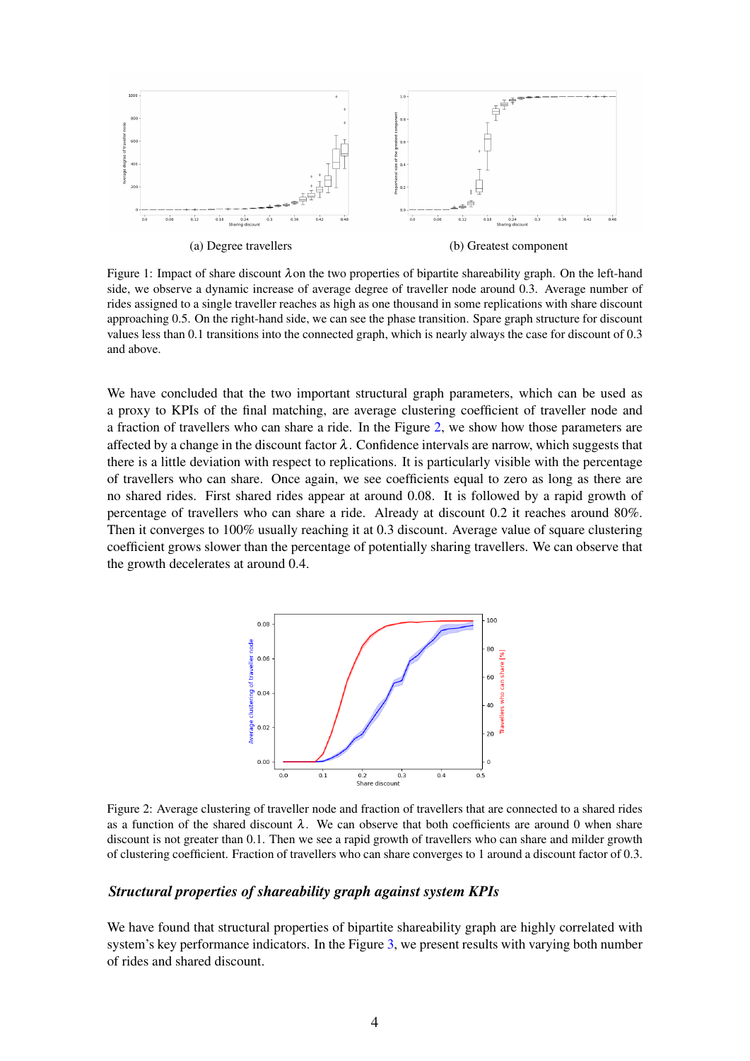(a) Degree travellers

(b) Greatest component

Figure 1: Impact of share discount $\lambda$on the two properties of bipartite shareability graph. On the left-hand side, we observe a dynamic increase of average degree of traveller node around 0.3. Average number of rides assigned to a single traveller reaches as high as one thousand in some replications with share discount approaching 0.5. On the right-hand side, we can see the phase transition. Spare graph structure for discount values less than 0.1 transitions into the connected graph, which is nearly always the case for discount of 0.3 and above.

We have concluded that the two important structural graph parameters, which can be used as a proxy to KPIs of the final matching, are average clustering coefficient of traveller node and a fraction of travellers who can share a ride. In the Figure 2, we show how those parameters are affected by a change in the discount factor $\lambda$. Confidence intervals are narrow, which suggests that there is a little deviation with respect to replications. It is particularly visible with the percentage of travellers who can share. Once again, we see coefficients equal to zero as long as there are no shared rides. First shared rides appear at around 0.08. It is followed by a rapid growth of percentage of travellers who can share a ride. Already at discount 0.2 it reaches around 80%. Then it converges to 100% usually reaching it at 0.3 discount. Average value of square clustering coefficient grows slower than the percentage of potentially sharing travellers. We can observe that the growth decelerates at around 0.4.

Figure 2: Average clustering of traveller node and fraction of travellers that are connected to a shared rides as a function of the shared discount $\lambda$. We can observe that both coefficients are around 0 when share discount is not greater than 0.1. Then we see a rapid growth of travellers who can share and milder growth of clustering coefficient. Fraction of travellers who can share converges to 1 around a discount factor of 0.3.

### *Structural properties of shareability graph against system KPIs*

We have found that structural properties of bipartite shareability graph are highly correlated with system's key performance indicators. In the Figure 3, we present results with varying both number of rides and shared discount.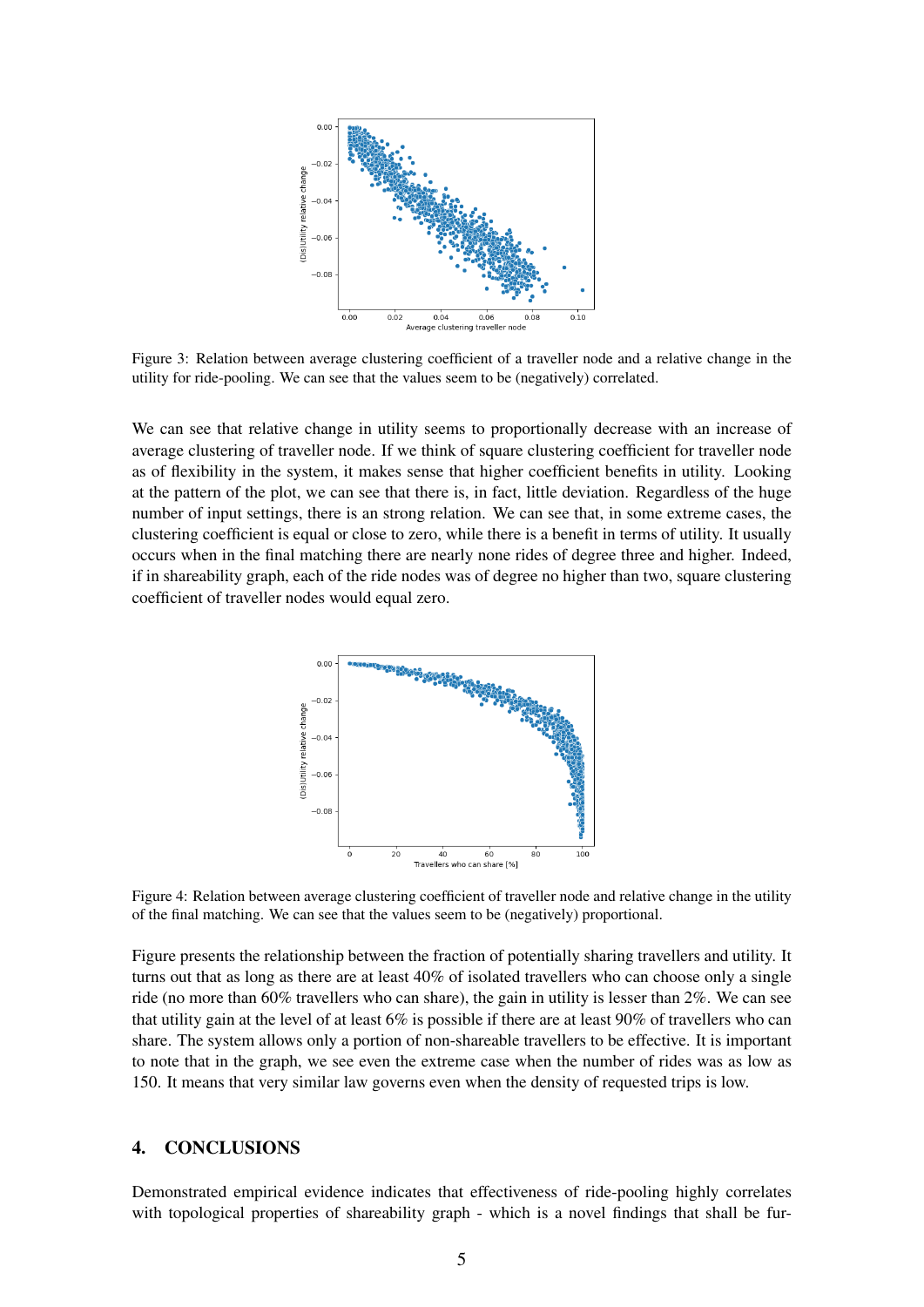Figure 3: Relation between average clustering coefficient of a traveller node and a relative change in the utility for ride-pooling. We can see that the values seem to be (negatively) correlated.

We can see that relative change in utility seems to proportionally decrease with an increase of average clustering of traveller node. If we think of square clustering coefficient for traveller node as of flexibility in the system, it makes sense that higher coefficient benefits in utility. Looking at the pattern of the plot, we can see that there is, in fact, little deviation. Regardless of the huge number of input settings, there is an strong relation. We can see that, in some extreme cases, the clustering coefficient is equal or close to zero, while there is a benefit in terms of utility. It usually occurs when in the final matching there are nearly none rides of degree three and higher. Indeed, if in shareability graph, each of the ride nodes was of degree no higher than two, square clustering coefficient of traveller nodes would equal zero.

Figure 4: Relation between average clustering coefficient of traveller node and relative change in the utility of the final matching. We can see that the values seem to be (negatively) proportional.

Figure presents the relationship between the fraction of potentially sharing travellers and utility. It turns out that as long as there are at least 40% of isolated travellers who can choose only a single ride (no more than 60% travellers who can share), the gain in utility is lesser than 2%. We can see that utility gain at the level of at least 6% is possible if there are at least 90% of travellers who can share. The system allows only a portion of non-shareable travellers to be effective. It is important to note that in the graph, we see even the extreme case when the number of rides was as low as 150. It means that very similar law governs even when the density of requested trips is low.

## 4. CONCLUSIONS

Demonstrated empirical evidence indicates that effectiveness of ride-pooling highly correlates with topological properties of shareability graph - which is a novel findings that shall be fur-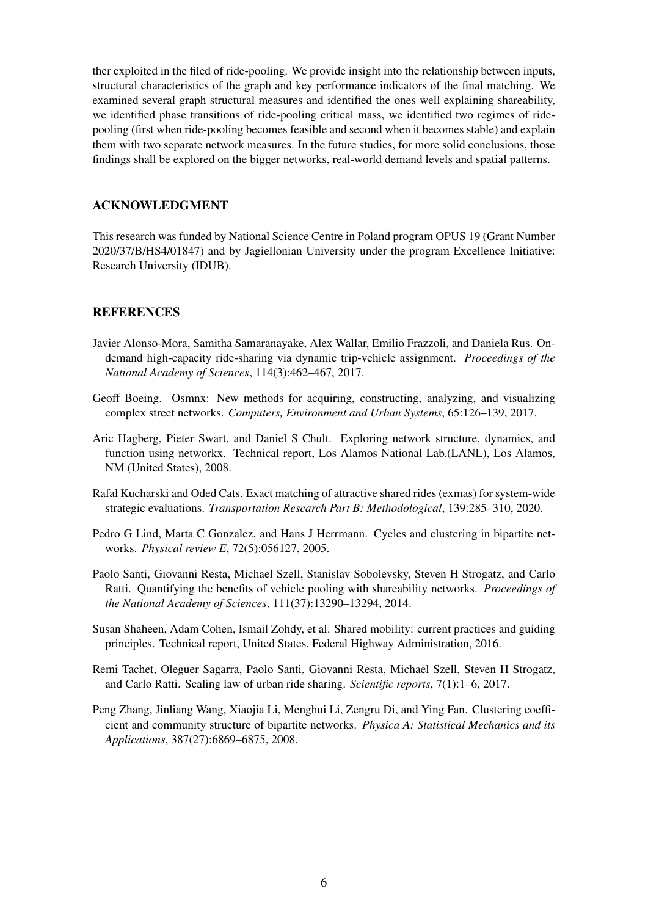ther exploited in the filed of ride-pooling. We provide insight into the relationship between inputs, structural characteristics of the graph and key performance indicators of the final matching. We examined several graph structural measures and identified the ones well explaining shareability, we identified phase transitions of ride-pooling critical mass, we identified two regimes of ride-pooling (first when ride-pooling becomes feasible and second when it becomes stable) and explain them with two separate network measures. In the future studies, for more solid conclusions, those findings shall be explored on the bigger networks, real-world demand levels and spatial patterns.

## ACKNOWLEDGMENT

This research was funded by National Science Centre in Poland program OPUS 19 (Grant Number 2020/37/B/HS4/01847) and by Jagiellonian University under the program Excellence Initiative: Research University (IDUB).

## REFERENCES

Javier Alonso-Mora, Samitha Samaranayake, Alex Wallar, Emilio Frazzoli, and Daniela Rus. On-demand high-capacity ride-sharing via dynamic trip-vehicle assignment. *Proceedings of the National Academy of Sciences*, 114(3):462–467, 2017.

Geoff Boeing. Osmnx: New methods for acquiring, constructing, analyzing, and visualizing complex street networks. *Computers, Environment and Urban Systems*, 65:126–139, 2017.

Aric Hagberg, Pieter Swart, and Daniel S Chult. Exploring network structure, dynamics, and function using networkx. Technical report, Los Alamos National Lab.(LANL), Los Alamos, NM (United States), 2008.

Rafał Kucharski and Oded Cats. Exact matching of attractive shared rides (exmas) for system-wide strategic evaluations. *Transportation Research Part B: Methodological*, 139:285–310, 2020.

Pedro G Lind, Marta C Gonzalez, and Hans J Herrmann. Cycles and clustering in bipartite networks. *Physical review E*, 72(5):056127, 2005.

Paolo Santi, Giovanni Resta, Michael Szell, Stanislav Sobolevsky, Steven H Strogatz, and Carlo Ratti. Quantifying the benefits of vehicle pooling with shareability networks. *Proceedings of the National Academy of Sciences*, 111(37):13290–13294, 2014.

Susan Shaheen, Adam Cohen, Ismail Zohdy, et al. Shared mobility: current practices and guiding principles. Technical report, United States. Federal Highway Administration, 2016.

Remi Tachet, Oleguer Sagarra, Paolo Santi, Giovanni Resta, Michael Szell, Steven H Strogatz, and Carlo Ratti. Scaling law of urban ride sharing. *Scientific reports*, 7(1):1–6, 2017.

Peng Zhang, Jinliang Wang, Xiaojia Li, Menghui Li, Zengru Di, and Ying Fan. Clustering coefficient and community structure of bipartite networks. *Physica A: Statistical Mechanics and its Applications*, 387(27):6869–6875, 2008.